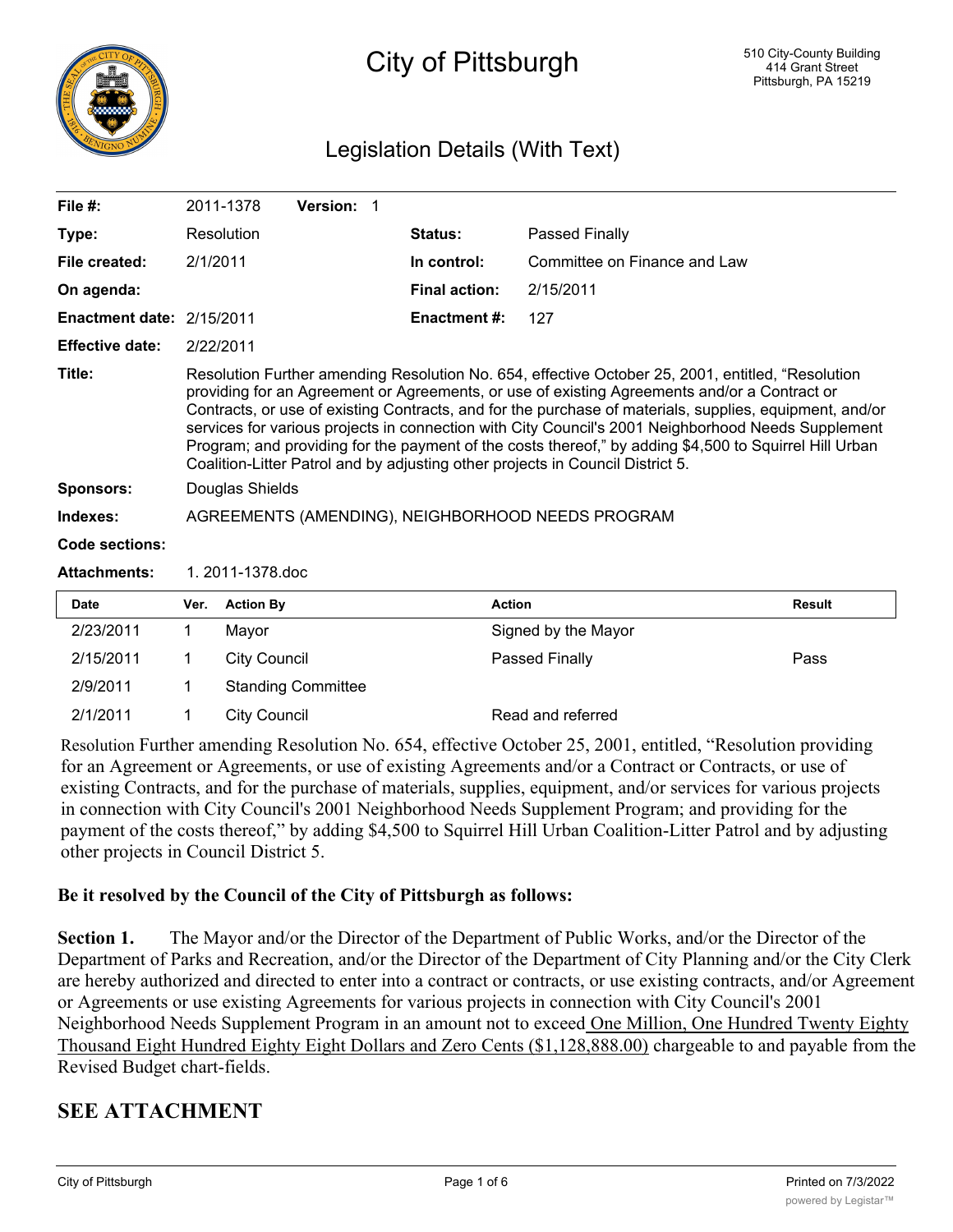# City of Pittsburgh

510 City-County Building
414 Grant Street
Pittsburgh, PA 15219

## Legislation Details (With Text)

| | | | |
|---|---|---|---|
| **File #:** | 2011-1378 **Version:** 1 | | |
| **Type:** | Resolution | **Status:** | Passed Finally |
| **File created:** | 2/1/2011 | **In control:** | Committee on Finance and Law |
| **On agenda:** | | **Final action:** | 2/15/2011 |
| **Enactment date:** | 2/15/2011 | **Enactment #:** | 127 |
| **Effective date:** | 2/22/2011 | | |

**Title:** Resolution Further amending Resolution No. 654, effective October 25, 2001, entitled, "Resolution providing for an Agreement or Agreements, or use of existing Agreements and/or a Contract or Contracts, or use of existing Contracts, and for the purchase of materials, supplies, equipment, and/or services for various projects in connection with City Council's 2001 Neighborhood Needs Supplement Program; and providing for the payment of the costs thereof," by adding $4,500 to Squirrel Hill Urban Coalition-Litter Patrol and by adjusting other projects in Council District 5.

**Sponsors:** Douglas Shields

**Indexes:** AGREEMENTS (AMENDING), NEIGHBORHOOD NEEDS PROGRAM

**Code sections:**

**Attachments:** 1. 2011-1378.doc

| Date | Ver. | Action By | Action | Result |
|---|---|---|---|---|
| 2/23/2011 | 1 | Mayor | Signed by the Mayor | |
| 2/15/2011 | 1 | City Council | Passed Finally | Pass |
| 2/9/2011 | 1 | Standing Committee | | |
| 2/1/2011 | 1 | City Council | Read and referred | |

Resolution Further amending Resolution No. 654, effective October 25, 2001, entitled, "Resolution providing for an Agreement or Agreements, or use of existing Agreements and/or a Contract or Contracts, or use of existing Contracts, and for the purchase of materials, supplies, equipment, and/or services for various projects in connection with City Council's 2001 Neighborhood Needs Supplement Program; and providing for the payment of the costs thereof," by adding $4,500 to Squirrel Hill Urban Coalition-Litter Patrol and by adjusting other projects in Council District 5.

**Be it resolved by the Council of the City of Pittsburgh as follows:**

**Section 1.** The Mayor and/or the Director of the Department of Public Works, and/or the Director of the Department of Parks and Recreation, and/or the Director of the Department of City Planning and/or the City Clerk are hereby authorized and directed to enter into a contract or contracts, or use existing contracts, and/or Agreement or Agreements or use existing Agreements for various projects in connection with City Council's 2001 Neighborhood Needs Supplement Program in an amount not to exceed <u>One Million, One Hundred Twenty Eighty Thousand Eight Hundred Eighty Eight Dollars and Zero Cents ($1,128,888.00)</u> chargeable to and payable from the Revised Budget chart-fields.

## SEE ATTACHMENT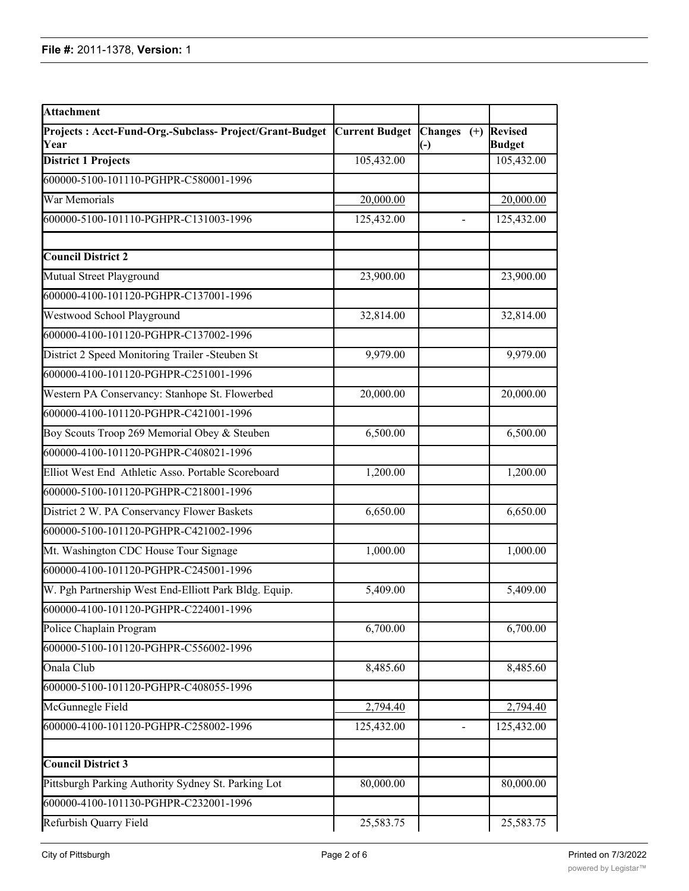| Attachment | | | |
|---|---|---|---|
| **Projects : Acct-Fund-Org.-Subclass- Project/Grant-Budget Year** | **Current Budget** | **Changes (+) (-)** | **Revised Budget** |
| **District 1 Projects** | 105,432.00 | | 105,432.00 |
| 600000-5100-101110-PGHPR-C580001-1996 | | | |
| War Memorials | 20,000.00 | | 20,000.00 |
| 600000-5100-101110-PGHPR-C131003-1996 | 125,432.00 | - | 125,432.00 |
| | | | |
| **Council District 2** | | | |
| Mutual Street Playground | 23,900.00 | | 23,900.00 |
| 600000-4100-101120-PGHPR-C137001-1996 | | | |
| Westwood School Playground | 32,814.00 | | 32,814.00 |
| 600000-4100-101120-PGHPR-C137002-1996 | | | |
| District 2 Speed Monitoring Trailer -Steuben St | 9,979.00 | | 9,979.00 |
| 600000-4100-101120-PGHPR-C251001-1996 | | | |
| Western PA Conservancy: Stanhope St. Flowerbed | 20,000.00 | | 20,000.00 |
| 600000-4100-101120-PGHPR-C421001-1996 | | | |
| Boy Scouts Troop 269 Memorial Obey & Steuben | 6,500.00 | | 6,500.00 |
| 600000-4100-101120-PGHPR-C408021-1996 | | | |
| Elliot West End Athletic Asso. Portable Scoreboard | 1,200.00 | | 1,200.00 |
| 600000-5100-101120-PGHPR-C218001-1996 | | | |
| District 2 W. PA Conservancy Flower Baskets | 6,650.00 | | 6,650.00 |
| 600000-5100-101120-PGHPR-C421002-1996 | | | |
| Mt. Washington CDC House Tour Signage | 1,000.00 | | 1,000.00 |
| 600000-4100-101120-PGHPR-C245001-1996 | | | |
| W. Pgh Partnership West End-Elliott Park Bldg. Equip. | 5,409.00 | | 5,409.00 |
| 600000-4100-101120-PGHPR-C224001-1996 | | | |
| Police Chaplain Program | 6,700.00 | | 6,700.00 |
| 600000-5100-101120-PGHPR-C556002-1996 | | | |
| Onala Club | 8,485.60 | | 8,485.60 |
| 600000-5100-101120-PGHPR-C408055-1996 | | | |
| McGunnegle Field | 2,794.40 | | 2,794.40 |
| 600000-4100-101120-PGHPR-C258002-1996 | 125,432.00 | - | 125,432.00 |
| | | | |
| **Council District 3** | | | |
| Pittsburgh Parking Authority Sydney St. Parking Lot | 80,000.00 | | 80,000.00 |
| 600000-4100-101130-PGHPR-C232001-1996 | | | |
| Refurbish Quarry Field | 25,583.75 | | 25,583.75 |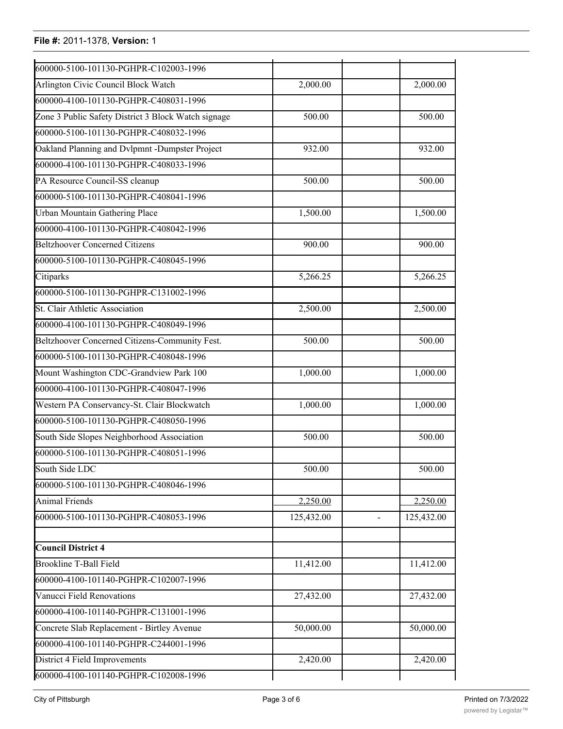**File #:** 2011-1378, **Version:** 1

| | | | |
|---|---|---|---|
| 600000-5100-101130-PGHPR-C102003-1996 | | | |
| Arlington Civic Council Block Watch | 2,000.00 | | 2,000.00 |
| 600000-4100-101130-PGHPR-C408031-1996 | | | |
| Zone 3 Public Safety District 3 Block Watch signage | 500.00 | | 500.00 |
| 600000-5100-101130-PGHPR-C408032-1996 | | | |
| Oakland Planning and Dvlpmnt -Dumpster Project | 932.00 | | 932.00 |
| 600000-4100-101130-PGHPR-C408033-1996 | | | |
| PA Resource Council-SS cleanup | 500.00 | | 500.00 |
| 600000-5100-101130-PGHPR-C408041-1996 | | | |
| Urban Mountain Gathering Place | 1,500.00 | | 1,500.00 |
| 600000-4100-101130-PGHPR-C408042-1996 | | | |
| Beltzhoover Concerned Citizens | 900.00 | | 900.00 |
| 600000-5100-101130-PGHPR-C408045-1996 | | | |
| Citiparks | 5,266.25 | | 5,266.25 |
| 600000-5100-101130-PGHPR-C131002-1996 | | | |
| St. Clair Athletic Association | 2,500.00 | | 2,500.00 |
| 600000-4100-101130-PGHPR-C408049-1996 | | | |
| Beltzhoover Concerned Citizens-Community Fest. | 500.00 | | 500.00 |
| 600000-5100-101130-PGHPR-C408048-1996 | | | |
| Mount Washington CDC-Grandview Park 100 | 1,000.00 | | 1,000.00 |
| 600000-4100-101130-PGHPR-C408047-1996 | | | |
| Western PA Conservancy-St. Clair Blockwatch | 1,000.00 | | 1,000.00 |
| 600000-5100-101130-PGHPR-C408050-1996 | | | |
| South Side Slopes Neighborhood Association | 500.00 | | 500.00 |
| 600000-5100-101130-PGHPR-C408051-1996 | | | |
| South Side LDC | 500.00 | | 500.00 |
| 600000-5100-101130-PGHPR-C408046-1996 | | | |
| Animal Friends | 2,250.00 | | 2,250.00 |
| 600000-5100-101130-PGHPR-C408053-1996 | 125,432.00 | - | 125,432.00 |
| | | | |
| **Council District 4** | | | |
| Brookline T-Ball Field | 11,412.00 | | 11,412.00 |
| 600000-4100-101140-PGHPR-C102007-1996 | | | |
| Vanucci Field Renovations | 27,432.00 | | 27,432.00 |
| 600000-4100-101140-PGHPR-C131001-1996 | | | |
| Concrete Slab Replacement - Birtley Avenue | 50,000.00 | | 50,000.00 |
| 600000-4100-101140-PGHPR-C244001-1996 | | | |
| District 4 Field Improvements | 2,420.00 | | 2,420.00 |
| 600000-4100-101140-PGHPR-C102008-1996 | | | |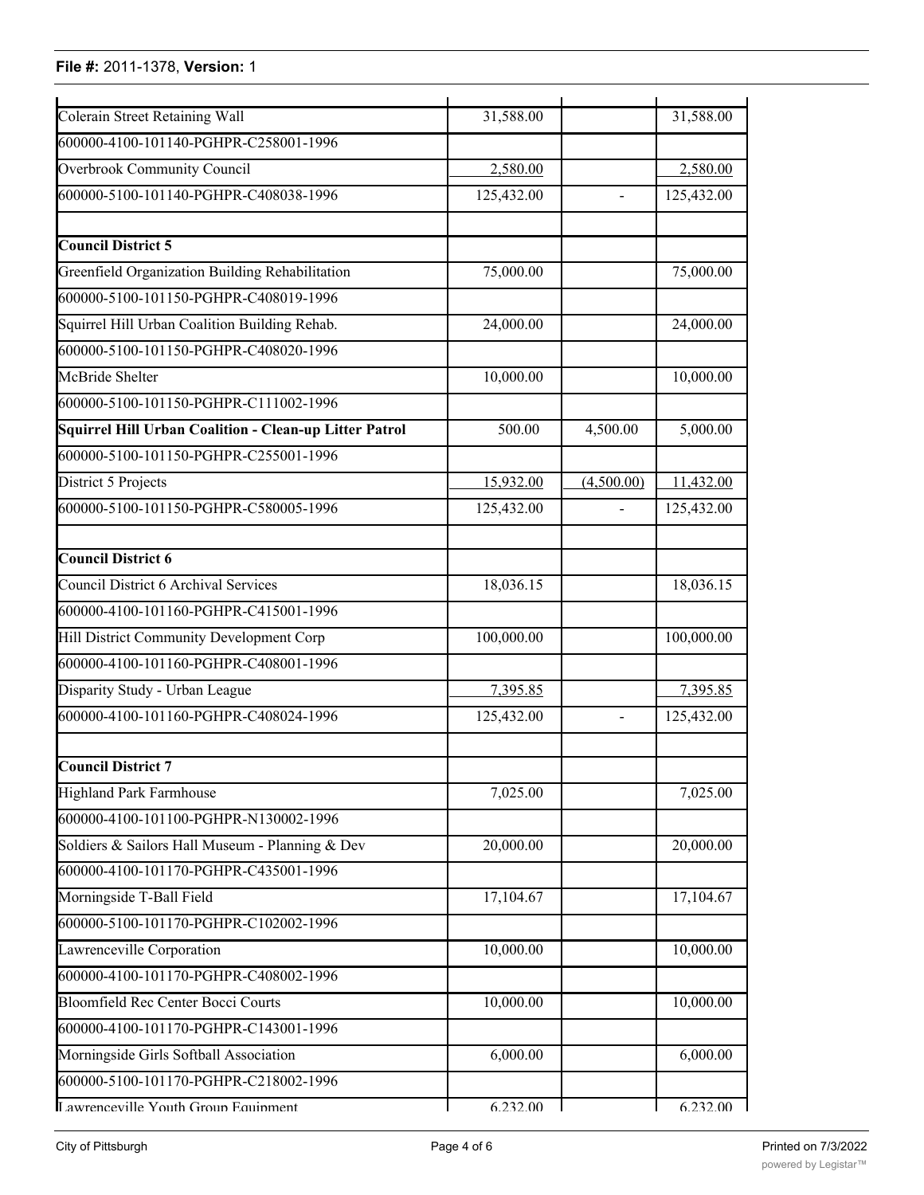| | | | |
|---|---|---|---|
| Colerain Street Retaining Wall | 31,588.00 | | 31,588.00 |
| 600000-4100-101140-PGHPR-C258001-1996 | | | |
| Overbrook Community Council | 2,580.00 | | 2,580.00 |
| 600000-5100-101140-PGHPR-C408038-1996 | 125,432.00 | - | 125,432.00 |
| | | | |
| **Council District 5** | | | |
| Greenfield Organization Building Rehabilitation | 75,000.00 | | 75,000.00 |
| 600000-5100-101150-PGHPR-C408019-1996 | | | |
| Squirrel Hill Urban Coalition Building Rehab. | 24,000.00 | | 24,000.00 |
| 600000-5100-101150-PGHPR-C408020-1996 | | | |
| McBride Shelter | 10,000.00 | | 10,000.00 |
| 600000-5100-101150-PGHPR-C111002-1996 | | | |
| **Squirrel Hill Urban Coalition - Clean-up Litter Patrol** | 500.00 | 4,500.00 | 5,000.00 |
| 600000-5100-101150-PGHPR-C255001-1996 | | | |
| District 5 Projects | 15,932.00 | (4,500.00) | 11,432.00 |
| 600000-5100-101150-PGHPR-C580005-1996 | 125,432.00 | - | 125,432.00 |
| | | | |
| **Council District 6** | | | |
| Council District 6 Archival Services | 18,036.15 | | 18,036.15 |
| 600000-4100-101160-PGHPR-C415001-1996 | | | |
| Hill District Community Development Corp | 100,000.00 | | 100,000.00 |
| 600000-4100-101160-PGHPR-C408001-1996 | | | |
| Disparity Study - Urban League | 7,395.85 | | 7,395.85 |
| 600000-4100-101160-PGHPR-C408024-1996 | 125,432.00 | - | 125,432.00 |
| | | | |
| **Council District 7** | | | |
| Highland Park Farmhouse | 7,025.00 | | 7,025.00 |
| 600000-4100-101100-PGHPR-N130002-1996 | | | |
| Soldiers & Sailors Hall Museum - Planning & Dev | 20,000.00 | | 20,000.00 |
| 600000-4100-101170-PGHPR-C435001-1996 | | | |
| Morningside T-Ball Field | 17,104.67 | | 17,104.67 |
| 600000-5100-101170-PGHPR-C102002-1996 | | | |
| Lawrenceville Corporation | 10,000.00 | | 10,000.00 |
| 600000-4100-101170-PGHPR-C408002-1996 | | | |
| Bloomfield Rec Center Bocci Courts | 10,000.00 | | 10,000.00 |
| 600000-4100-101170-PGHPR-C143001-1996 | | | |
| Morningside Girls Softball Association | 6,000.00 | | 6,000.00 |
| 600000-5100-101170-PGHPR-C218002-1996 | | | |
| Lawrenceville Youth Group Equipment | 6,232.00 | | 6,232.00 |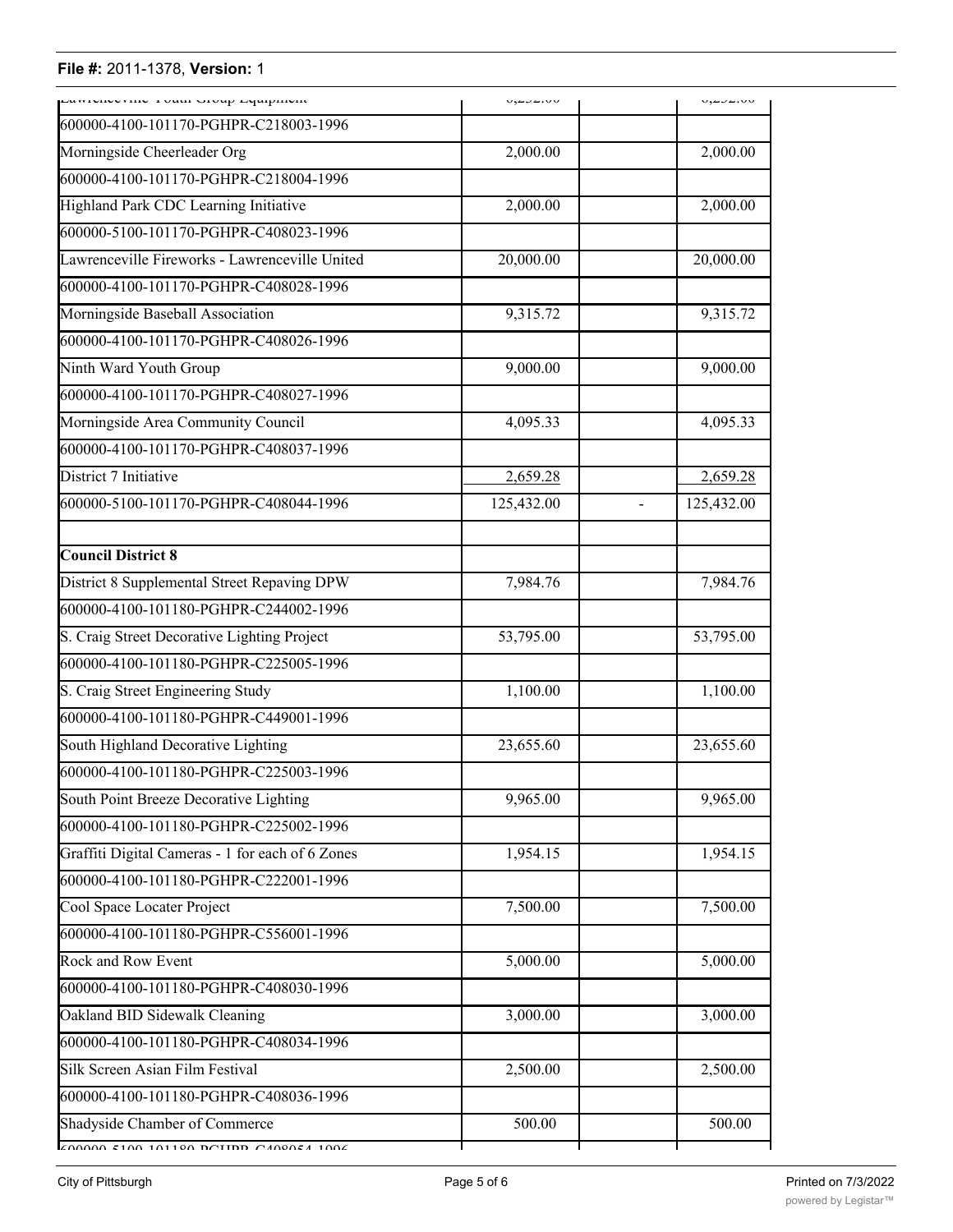| | | | |
|---|---|---|---|
| Lawrenceville Youth Group Equipment | 6,292.00 | | 6,292.00 |
| 600000-4100-101170-PGHPR-C218003-1996 | | | |
| Morningside Cheerleader Org | 2,000.00 | | 2,000.00 |
| 600000-4100-101170-PGHPR-C218004-1996 | | | |
| Highland Park CDC Learning Initiative | 2,000.00 | | 2,000.00 |
| 600000-5100-101170-PGHPR-C408023-1996 | | | |
| Lawrenceville Fireworks - Lawrenceville United | 20,000.00 | | 20,000.00 |
| 600000-4100-101170-PGHPR-C408028-1996 | | | |
| Morningside Baseball Association | 9,315.72 | | 9,315.72 |
| 600000-4100-101170-PGHPR-C408026-1996 | | | |
| Ninth Ward Youth Group | 9,000.00 | | 9,000.00 |
| 600000-4100-101170-PGHPR-C408027-1996 | | | |
| Morningside Area Community Council | 4,095.33 | | 4,095.33 |
| 600000-4100-101170-PGHPR-C408037-1996 | | | |
| District 7 Initiative | 2,659.28 | | 2,659.28 |
| 600000-5100-101170-PGHPR-C408044-1996 | 125,432.00 | - | 125,432.00 |
| | | | |
| **Council District 8** | | | |
| District 8 Supplemental Street Repaving DPW | 7,984.76 | | 7,984.76 |
| 600000-4100-101180-PGHPR-C244002-1996 | | | |
| S. Craig Street Decorative Lighting Project | 53,795.00 | | 53,795.00 |
| 600000-4100-101180-PGHPR-C225005-1996 | | | |
| S. Craig Street Engineering Study | 1,100.00 | | 1,100.00 |
| 600000-4100-101180-PGHPR-C449001-1996 | | | |
| South Highland Decorative Lighting | 23,655.60 | | 23,655.60 |
| 600000-4100-101180-PGHPR-C225003-1996 | | | |
| South Point Breeze Decorative Lighting | 9,965.00 | | 9,965.00 |
| 600000-4100-101180-PGHPR-C225002-1996 | | | |
| Graffiti Digital Cameras - 1 for each of 6 Zones | 1,954.15 | | 1,954.15 |
| 600000-4100-101180-PGHPR-C222001-1996 | | | |
| Cool Space Locater Project | 7,500.00 | | 7,500.00 |
| 600000-4100-101180-PGHPR-C556001-1996 | | | |
| Rock and Row Event | 5,000.00 | | 5,000.00 |
| 600000-4100-101180-PGHPR-C408030-1996 | | | |
| Oakland BID Sidewalk Cleaning | 3,000.00 | | 3,000.00 |
| 600000-4100-101180-PGHPR-C408034-1996 | | | |
| Silk Screen Asian Film Festival | 2,500.00 | | 2,500.00 |
| 600000-4100-101180-PGHPR-C408036-1996 | | | |
| Shadyside Chamber of Commerce | 500.00 | | 500.00 |
| 600000-5100-101180-PGHPR-C408054-1996 | | | |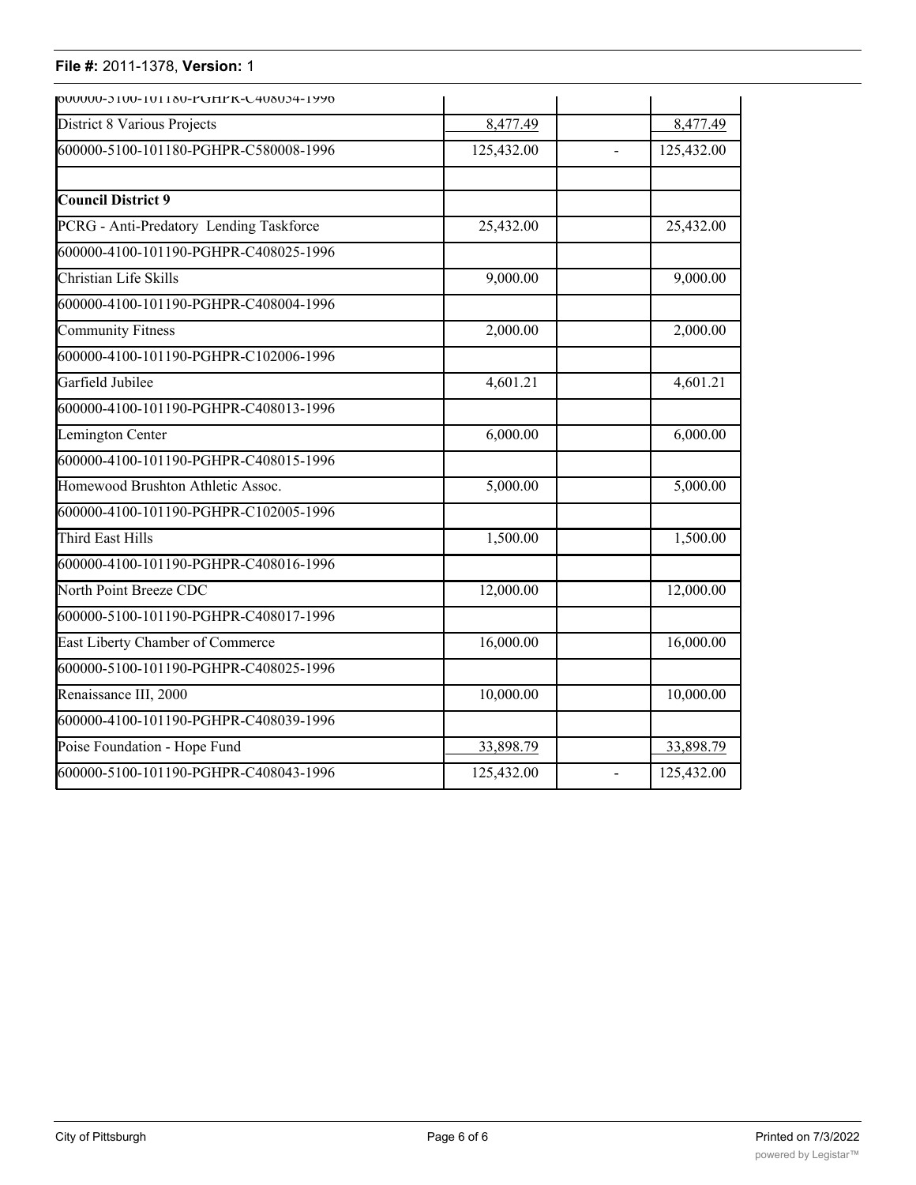| | | | |
|---|---|---|---|
| 600000-5100-101180-PGHPR-C408054-1996 | | | |
| District 8 Various Projects | 8,477.49 | | 8,477.49 |
| 600000-5100-101180-PGHPR-C580008-1996 | 125,432.00 | - | 125,432.00 |
| | | | |
| **Council District 9** | | | |
| PCRG - Anti-Predatory Lending Taskforce | 25,432.00 | | 25,432.00 |
| 600000-4100-101190-PGHPR-C408025-1996 | | | |
| Christian Life Skills | 9,000.00 | | 9,000.00 |
| 600000-4100-101190-PGHPR-C408004-1996 | | | |
| Community Fitness | 2,000.00 | | 2,000.00 |
| 600000-4100-101190-PGHPR-C102006-1996 | | | |
| Garfield Jubilee | 4,601.21 | | 4,601.21 |
| 600000-4100-101190-PGHPR-C408013-1996 | | | |
| Lemington Center | 6,000.00 | | 6,000.00 |
| 600000-4100-101190-PGHPR-C408015-1996 | | | |
| Homewood Brushton Athletic Assoc. | 5,000.00 | | 5,000.00 |
| 600000-4100-101190-PGHPR-C102005-1996 | | | |
| Third East Hills | 1,500.00 | | 1,500.00 |
| 600000-4100-101190-PGHPR-C408016-1996 | | | |
| North Point Breeze CDC | 12,000.00 | | 12,000.00 |
| 600000-5100-101190-PGHPR-C408017-1996 | | | |
| East Liberty Chamber of Commerce | 16,000.00 | | 16,000.00 |
| 600000-5100-101190-PGHPR-C408025-1996 | | | |
| Renaissance III, 2000 | 10,000.00 | | 10,000.00 |
| 600000-4100-101190-PGHPR-C408039-1996 | | | |
| Poise Foundation - Hope Fund | 33,898.79 | | 33,898.79 |
| 600000-5100-101190-PGHPR-C408043-1996 | 125,432.00 | - | 125,432.00 |